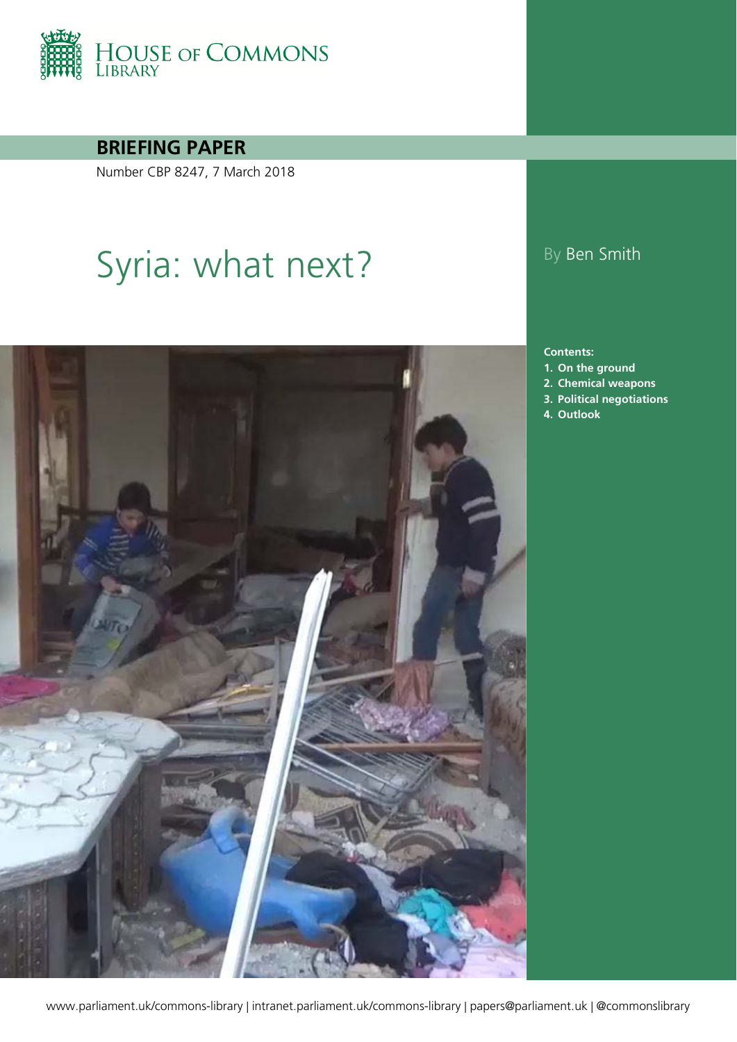HOUSE OF COMMONS LIBRARY

**BRIEFING PAPER**

Number CBP 8247, 7 March 2018

# Syria: what next?

By Ben Smith

**Contents:**

1. **On the ground**
2. **Chemical weapons**
3. **Political negotiations**
4. **Outlook**

www.parliament.uk/commons-library | intranet.parliament.uk/commons-library | papers@parliament.uk | @commonslibrary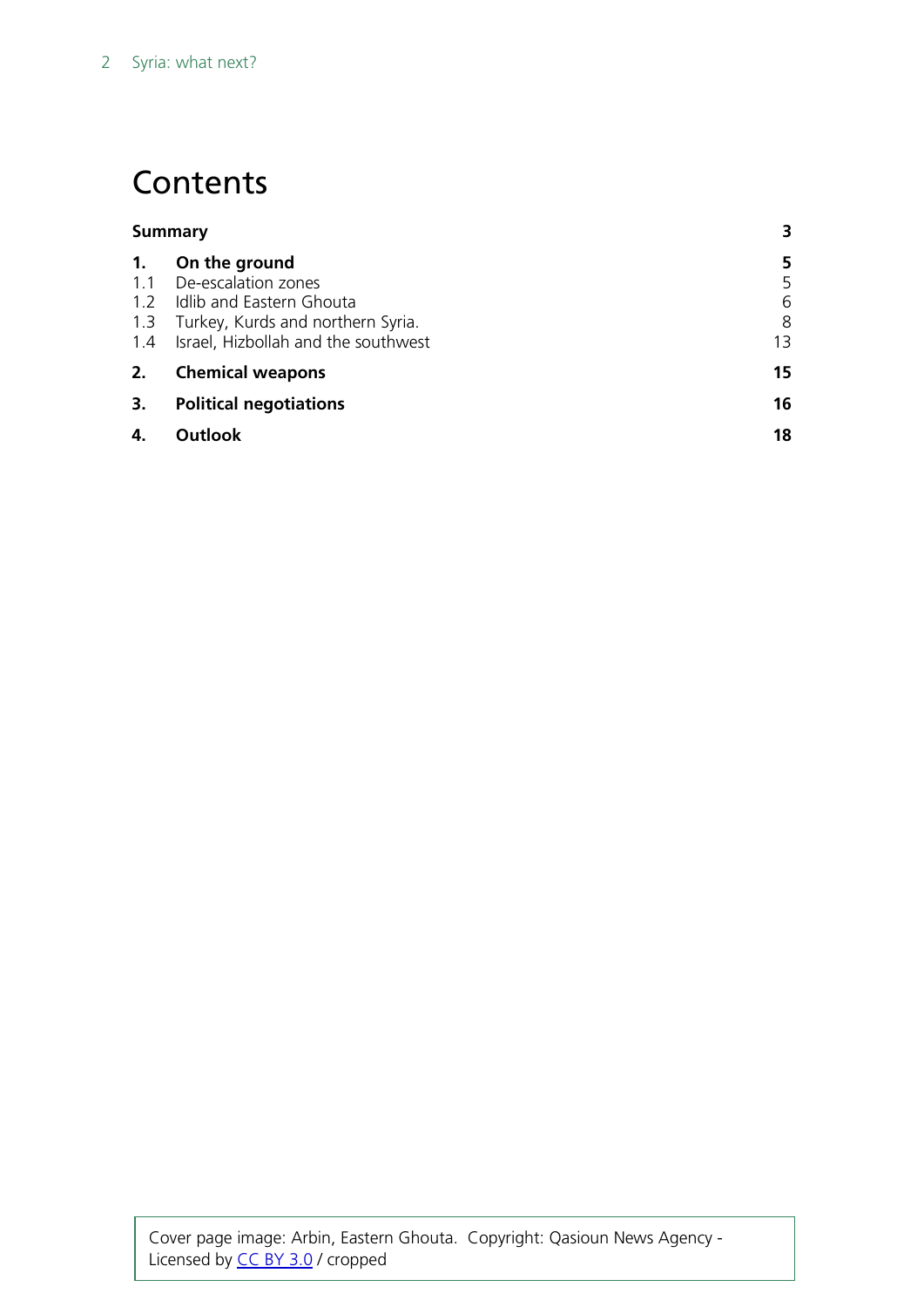# Contents

| | | |
|---|---|---|
| **Summary** | | **3** |
| **1.** | **On the ground** | **5** |
| 1.1 | De-escalation zones | 5 |
| 1.2 | Idlib and Eastern Ghouta | 6 |
| 1.3 | Turkey, Kurds and northern Syria. | 8 |
| 1.4 | Israel, Hizbollah and the southwest | 13 |
| **2.** | **Chemical weapons** | **15** |
| **3.** | **Political negotiations** | **16** |
| **4.** | **Outlook** | **18** |

Cover page image: Arbin, Eastern Ghouta. Copyright: Qasioun News Agency - Licensed by CC BY 3.0 / cropped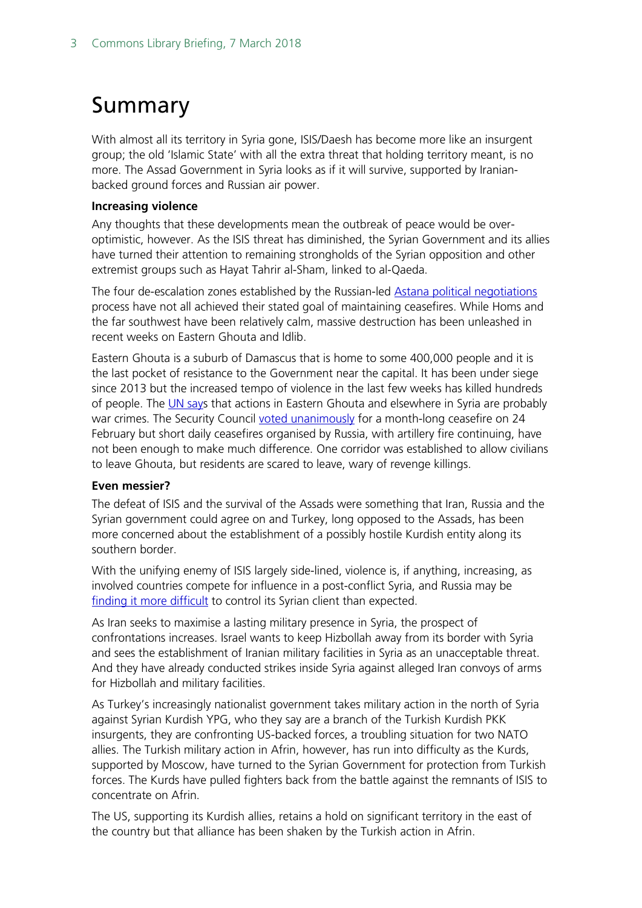# Summary

With almost all its territory in Syria gone, ISIS/Daesh has become more like an insurgent group; the old 'Islamic State' with all the extra threat that holding territory meant, is no more. The Assad Government in Syria looks as if it will survive, supported by Iranian-backed ground forces and Russian air power.

**Increasing violence**

Any thoughts that these developments mean the outbreak of peace would be over-optimistic, however. As the ISIS threat has diminished, the Syrian Government and its allies have turned their attention to remaining strongholds of the Syrian opposition and other extremist groups such as Hayat Tahrir al-Sham, linked to al-Qaeda.

The four de-escalation zones established by the Russian-led Astana political negotiations process have not all achieved their stated goal of maintaining ceasefires. While Homs and the far southwest have been relatively calm, massive destruction has been unleashed in recent weeks on Eastern Ghouta and Idlib.

Eastern Ghouta is a suburb of Damascus that is home to some 400,000 people and it is the last pocket of resistance to the Government near the capital. It has been under siege since 2013 but the increased tempo of violence in the last few weeks has killed hundreds of people. The UN says that actions in Eastern Ghouta and elsewhere in Syria are probably war crimes. The Security Council voted unanimously for a month-long ceasefire on 24 February but short daily ceasefires organised by Russia, with artillery fire continuing, have not been enough to make much difference. One corridor was established to allow civilians to leave Ghouta, but residents are scared to leave, wary of revenge killings.

**Even messier?**

The defeat of ISIS and the survival of the Assads were something that Iran, Russia and the Syrian government could agree on and Turkey, long opposed to the Assads, has been more concerned about the establishment of a possibly hostile Kurdish entity along its southern border.

With the unifying enemy of ISIS largely side-lined, violence is, if anything, increasing, as involved countries compete for influence in a post-conflict Syria, and Russia may be finding it more difficult to control its Syrian client than expected.

As Iran seeks to maximise a lasting military presence in Syria, the prospect of confrontations increases. Israel wants to keep Hizbollah away from its border with Syria and sees the establishment of Iranian military facilities in Syria as an unacceptable threat. And they have already conducted strikes inside Syria against alleged Iran convoys of arms for Hizbollah and military facilities.

As Turkey's increasingly nationalist government takes military action in the north of Syria against Syrian Kurdish YPG, who they say are a branch of the Turkish Kurdish PKK insurgents, they are confronting US-backed forces, a troubling situation for two NATO allies. The Turkish military action in Afrin, however, has run into difficulty as the Kurds, supported by Moscow, have turned to the Syrian Government for protection from Turkish forces. The Kurds have pulled fighters back from the battle against the remnants of ISIS to concentrate on Afrin.

The US, supporting its Kurdish allies, retains a hold on significant territory in the east of the country but that alliance has been shaken by the Turkish action in Afrin.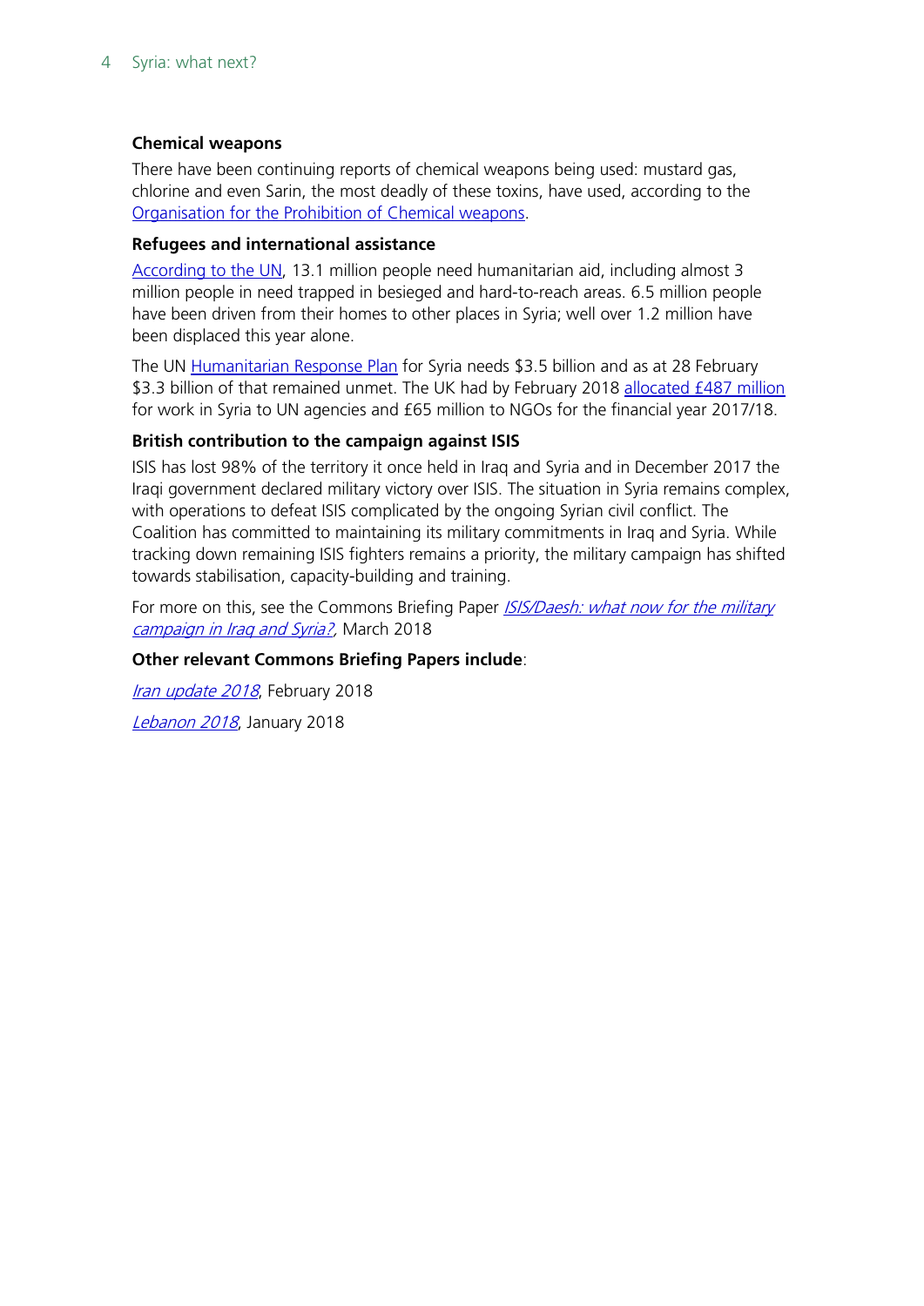**Chemical weapons**

There have been continuing reports of chemical weapons being used: mustard gas, chlorine and even Sarin, the most deadly of these toxins, have used, according to the Organisation for the Prohibition of Chemical weapons.

**Refugees and international assistance**

According to the UN, 13.1 million people need humanitarian aid, including almost 3 million people in need trapped in besieged and hard-to-reach areas. 6.5 million people have been driven from their homes to other places in Syria; well over 1.2 million have been displaced this year alone.

The UN Humanitarian Response Plan for Syria needs $3.5 billion and as at 28 February $3.3 billion of that remained unmet. The UK had by February 2018 allocated £487 million for work in Syria to UN agencies and £65 million to NGOs for the financial year 2017/18.

**British contribution to the campaign against ISIS**

ISIS has lost 98% of the territory it once held in Iraq and Syria and in December 2017 the Iraqi government declared military victory over ISIS. The situation in Syria remains complex, with operations to defeat ISIS complicated by the ongoing Syrian civil conflict. The Coalition has committed to maintaining its military commitments in Iraq and Syria. While tracking down remaining ISIS fighters remains a priority, the military campaign has shifted towards stabilisation, capacity-building and training.

For more on this, see the Commons Briefing Paper *ISIS/Daesh: what now for the military campaign in Iraq and Syria?*, March 2018

**Other relevant Commons Briefing Papers include**:

*Iran update 2018*, February 2018

*Lebanon 2018*, January 2018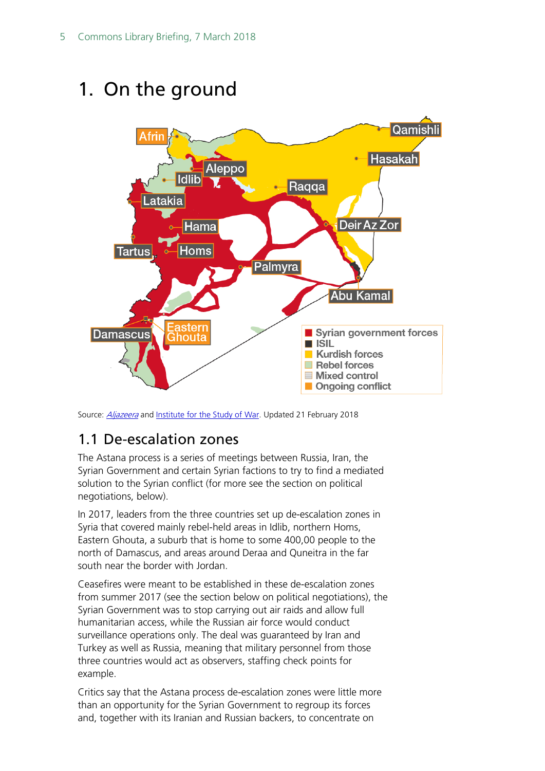# 1. On the ground

Source: *Aljazeera* and Institute for the Study of War. Updated 21 February 2018

## 1.1 De-escalation zones

The Astana process is a series of meetings between Russia, Iran, the Syrian Government and certain Syrian factions to try to find a mediated solution to the Syrian conflict (for more see the section on political negotiations, below).

In 2017, leaders from the three countries set up de-escalation zones in Syria that covered mainly rebel-held areas in Idlib, northern Homs, Eastern Ghouta, a suburb that is home to some 400,00 people to the north of Damascus, and areas around Deraa and Quneitra in the far south near the border with Jordan.

Ceasefires were meant to be established in these de-escalation zones from summer 2017 (see the section below on political negotiations), the Syrian Government was to stop carrying out air raids and allow full humanitarian access, while the Russian air force would conduct surveillance operations only. The deal was guaranteed by Iran and Turkey as well as Russia, meaning that military personnel from those three countries would act as observers, staffing check points for example.

Critics say that the Astana process de-escalation zones were little more than an opportunity for the Syrian Government to regroup its forces and, together with its Iranian and Russian backers, to concentrate on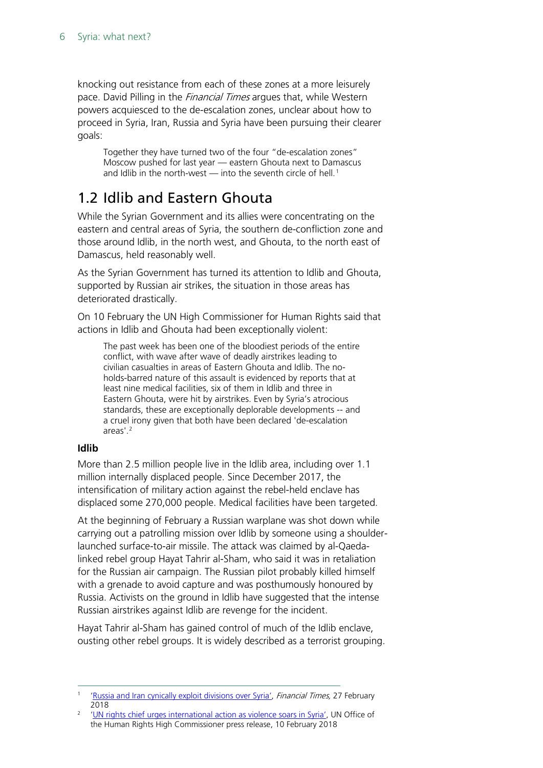knocking out resistance from each of these zones at a more leisurely pace. David Pilling in the *Financial Times* argues that, while Western powers acquiesced to the de-escalation zones, unclear about how to proceed in Syria, Iran, Russia and Syria have been pursuing their clearer goals:

> Together they have turned two of the four "de-escalation zones" Moscow pushed for last year — eastern Ghouta next to Damascus and Idlib in the north-west — into the seventh circle of hell.[1]

## 1.2 Idlib and Eastern Ghouta

While the Syrian Government and its allies were concentrating on the eastern and central areas of Syria, the southern de-confliction zone and those around Idlib, in the north west, and Ghouta, to the north east of Damascus, held reasonably well.

As the Syrian Government has turned its attention to Idlib and Ghouta, supported by Russian air strikes, the situation in those areas has deteriorated drastically.

On 10 February the UN High Commissioner for Human Rights said that actions in Idlib and Ghouta had been exceptionally violent:

> The past week has been one of the bloodiest periods of the entire conflict, with wave after wave of deadly airstrikes leading to civilian casualties in areas of Eastern Ghouta and Idlib. The no-holds-barred nature of this assault is evidenced by reports that at least nine medical facilities, six of them in Idlib and three in Eastern Ghouta, were hit by airstrikes. Even by Syria's atrocious standards, these are exceptionally deplorable developments -- and a cruel irony given that both have been declared 'de-escalation areas'.[2]

### Idlib

More than 2.5 million people live in the Idlib area, including over 1.1 million internally displaced people. Since December 2017, the intensification of military action against the rebel-held enclave has displaced some 270,000 people. Medical facilities have been targeted.

At the beginning of February a Russian warplane was shot down while carrying out a patrolling mission over Idlib by someone using a shoulder-launched surface-to-air missile. The attack was claimed by al-Qaeda-linked rebel group Hayat Tahrir al-Sham, who said it was in retaliation for the Russian air campaign. The Russian pilot probably killed himself with a grenade to avoid capture and was posthumously honoured by Russia. Activists on the ground in Idlib have suggested that the intense Russian airstrikes against Idlib are revenge for the incident.

Hayat Tahrir al-Sham has gained control of much of the Idlib enclave, ousting other rebel groups. It is widely described as a terrorist grouping.

---

[1] 'Russia and Iran cynically exploit divisions over Syria', *Financial Times,* 27 February 2018

[2] 'UN rights chief urges international action as violence soars in Syria', UN Office of the Human Rights High Commissioner press release, 10 February 2018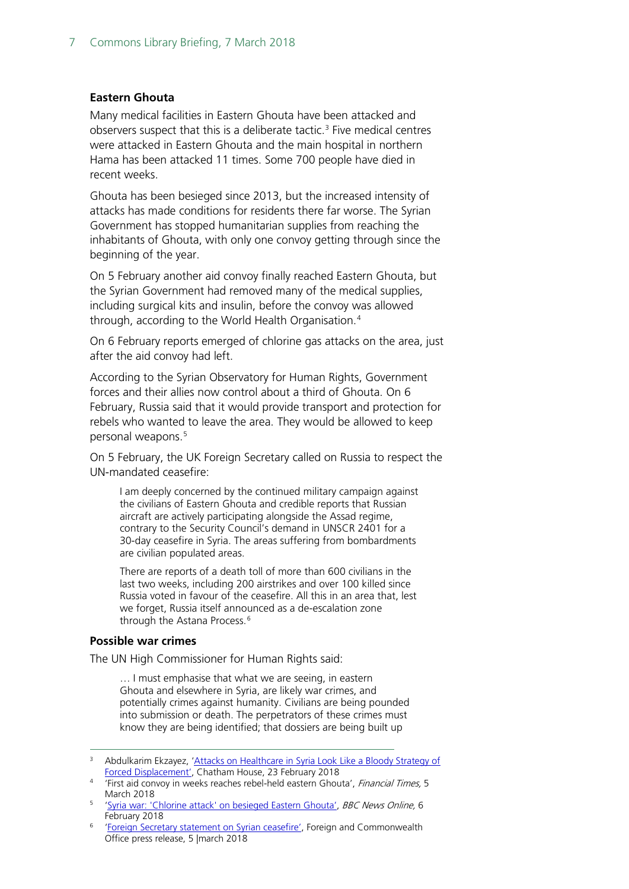### Eastern Ghouta

Many medical facilities in Eastern Ghouta have been attacked and observers suspect that this is a deliberate tactic.[3] Five medical centres were attacked in Eastern Ghouta and the main hospital in northern Hama has been attacked 11 times. Some 700 people have died in recent weeks.

Ghouta has been besieged since 2013, but the increased intensity of attacks has made conditions for residents there far worse. The Syrian Government has stopped humanitarian supplies from reaching the inhabitants of Ghouta, with only one convoy getting through since the beginning of the year.

On 5 February another aid convoy finally reached Eastern Ghouta, but the Syrian Government had removed many of the medical supplies, including surgical kits and insulin, before the convoy was allowed through, according to the World Health Organisation.[4]

On 6 February reports emerged of chlorine gas attacks on the area, just after the aid convoy had left.

According to the Syrian Observatory for Human Rights, Government forces and their allies now control about a third of Ghouta. On 6 February, Russia said that it would provide transport and protection for rebels who wanted to leave the area. They would be allowed to keep personal weapons.[5]

On 5 February, the UK Foreign Secretary called on Russia to respect the UN-mandated ceasefire:

> I am deeply concerned by the continued military campaign against the civilians of Eastern Ghouta and credible reports that Russian aircraft are actively participating alongside the Assad regime, contrary to the Security Council's demand in UNSCR 2401 for a 30-day ceasefire in Syria. The areas suffering from bombardments are civilian populated areas.
>
> There are reports of a death toll of more than 600 civilians in the last two weeks, including 200 airstrikes and over 100 killed since Russia voted in favour of the ceasefire. All this in an area that, lest we forget, Russia itself announced as a de-escalation zone through the Astana Process.[6]

### Possible war crimes

The UN High Commissioner for Human Rights said:

> … I must emphasise that what we are seeing, in eastern Ghouta and elsewhere in Syria, are likely war crimes, and potentially crimes against humanity. Civilians are being pounded into submission or death. The perpetrators of these crimes must know they are being identified; that dossiers are being built up

---

[3] Abdulkarim Ekzayez, 'Attacks on Healthcare in Syria Look Like a Bloody Strategy of Forced Displacement', Chatham House, 23 February 2018

[4] 'First aid convoy in weeks reaches rebel-held eastern Ghouta', *Financial Times,* 5 March 2018

[5] 'Syria war: 'Chlorine attack' on besieged Eastern Ghouta', *BBC News Online,* 6 February 2018

[6] 'Foreign Secretary statement on Syrian ceasefire', Foreign and Commonwealth Office press release, 5 |march 2018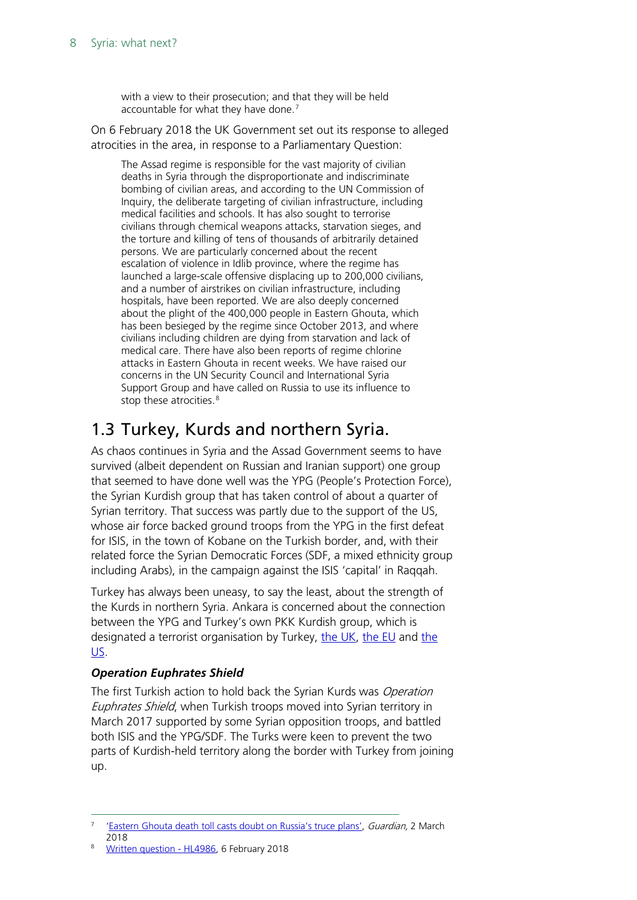> with a view to their prosecution; and that they will be held accountable for what they have done.[7]

On 6 February 2018 the UK Government set out its response to alleged atrocities in the area, in response to a Parliamentary Question:

> The Assad regime is responsible for the vast majority of civilian deaths in Syria through the disproportionate and indiscriminate bombing of civilian areas, and according to the UN Commission of Inquiry, the deliberate targeting of civilian infrastructure, including medical facilities and schools. It has also sought to terrorise civilians through chemical weapons attacks, starvation sieges, and the torture and killing of tens of thousands of arbitrarily detained persons. We are particularly concerned about the recent escalation of violence in Idlib province, where the regime has launched a large-scale offensive displacing up to 200,000 civilians, and a number of airstrikes on civilian infrastructure, including hospitals, have been reported. We are also deeply concerned about the plight of the 400,000 people in Eastern Ghouta, which has been besieged by the regime since October 2013, and where civilians including children are dying from starvation and lack of medical care. There have also been reports of regime chlorine attacks in Eastern Ghouta in recent weeks. We have raised our concerns in the UN Security Council and International Syria Support Group and have called on Russia to use its influence to stop these atrocities.[8]

## 1.3 Turkey, Kurds and northern Syria.

As chaos continues in Syria and the Assad Government seems to have survived (albeit dependent on Russian and Iranian support) one group that seemed to have done well was the YPG (People's Protection Force), the Syrian Kurdish group that has taken control of about a quarter of Syrian territory. That success was partly due to the support of the US, whose air force backed ground troops from the YPG in the first defeat for ISIS, in the town of Kobane on the Turkish border, and, with their related force the Syrian Democratic Forces (SDF, a mixed ethnicity group including Arabs), in the campaign against the ISIS 'capital' in Raqqah.

Turkey has always been uneasy, to say the least, about the strength of the Kurds in northern Syria. Ankara is concerned about the connection between the YPG and Turkey's own PKK Kurdish group, which is designated a terrorist organisation by Turkey, the UK, the EU and the US.

### *Operation Euphrates Shield*

The first Turkish action to hold back the Syrian Kurds was *Operation Euphrates Shield*, when Turkish troops moved into Syrian territory in March 2017 supported by some Syrian opposition troops, and battled both ISIS and the YPG/SDF. The Turks were keen to prevent the two parts of Kurdish-held territory along the border with Turkey from joining up.

---

[7] 'Eastern Ghouta death toll casts doubt on Russia's truce plans', *Guardian,* 2 March 2018

[8] Written question - HL4986, 6 February 2018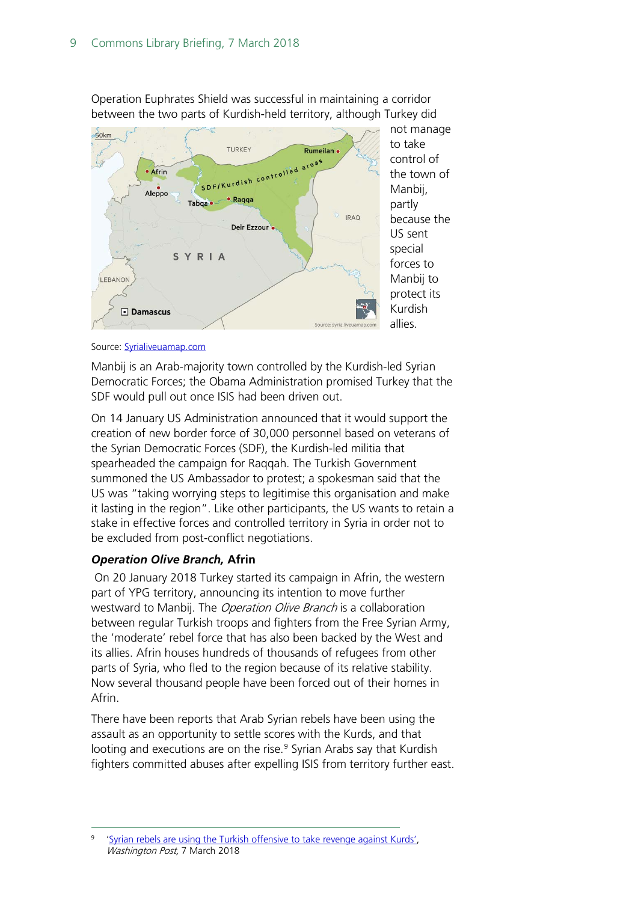Operation Euphrates Shield was successful in maintaining a corridor between the two parts of Kurdish-held territory, although Turkey did not manage to take control of the town of Manbij, partly because the US sent special forces to Manbij to protect its Kurdish allies.

Source: [Syrialiveuamap.com](Syrialiveuamap.com)

Manbij is an Arab-majority town controlled by the Kurdish-led Syrian Democratic Forces; the Obama Administration promised Turkey that the SDF would pull out once ISIS had been driven out.

On 14 January US Administration announced that it would support the creation of new border force of 30,000 personnel based on veterans of the Syrian Democratic Forces (SDF), the Kurdish-led militia that spearheaded the campaign for Raqqah. The Turkish Government summoned the US Ambassador to protest; a spokesman said that the US was "taking worrying steps to legitimise this organisation and make it lasting in the region". Like other participants, the US wants to retain a stake in effective forces and controlled territory in Syria in order not to be excluded from post-conflict negotiations.

### *Operation Olive Branch,* Afrin

On 20 January 2018 Turkey started its campaign in Afrin, the western part of YPG territory, announcing its intention to move further westward to Manbij. The *Operation Olive Branch* is a collaboration between regular Turkish troops and fighters from the Free Syrian Army, the 'moderate' rebel force that has also been backed by the West and its allies. Afrin houses hundreds of thousands of refugees from other parts of Syria, who fled to the region because of its relative stability. Now several thousand people have been forced out of their homes in Afrin.

There have been reports that Arab Syrian rebels have been using the assault as an opportunity to settle scores with the Kurds, and that looting and executions are on the rise.[9] Syrian Arabs say that Kurdish fighters committed abuses after expelling ISIS from territory further east.

[9] '[Syrian rebels are using the Turkish offensive to take revenge against Kurds](Syrian rebels are using the Turkish offensive to take revenge against Kurds)', *Washington Post,* 7 March 2018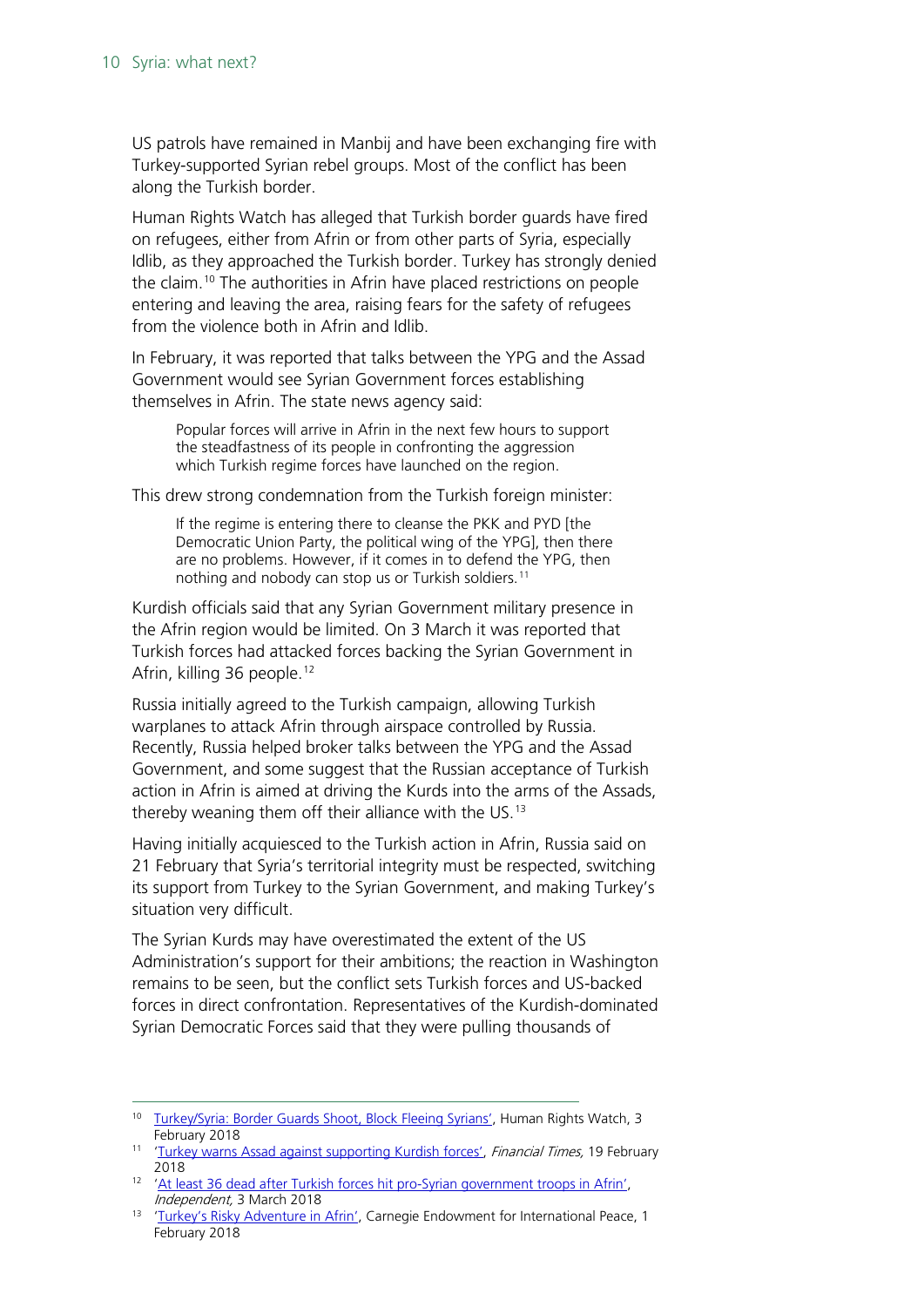US patrols have remained in Manbij and have been exchanging fire with Turkey-supported Syrian rebel groups. Most of the conflict has been along the Turkish border.

Human Rights Watch has alleged that Turkish border guards have fired on refugees, either from Afrin or from other parts of Syria, especially Idlib, as they approached the Turkish border. Turkey has strongly denied the claim.[10] The authorities in Afrin have placed restrictions on people entering and leaving the area, raising fears for the safety of refugees from the violence both in Afrin and Idlib.

In February, it was reported that talks between the YPG and the Assad Government would see Syrian Government forces establishing themselves in Afrin. The state news agency said:

> Popular forces will arrive in Afrin in the next few hours to support the steadfastness of its people in confronting the aggression which Turkish regime forces have launched on the region.

This drew strong condemnation from the Turkish foreign minister:

> If the regime is entering there to cleanse the PKK and PYD [the Democratic Union Party, the political wing of the YPG], then there are no problems. However, if it comes in to defend the YPG, then nothing and nobody can stop us or Turkish soldiers.[11]

Kurdish officials said that any Syrian Government military presence in the Afrin region would be limited. On 3 March it was reported that Turkish forces had attacked forces backing the Syrian Government in Afrin, killing 36 people.[12]

Russia initially agreed to the Turkish campaign, allowing Turkish warplanes to attack Afrin through airspace controlled by Russia. Recently, Russia helped broker talks between the YPG and the Assad Government, and some suggest that the Russian acceptance of Turkish action in Afrin is aimed at driving the Kurds into the arms of the Assads, thereby weaning them off their alliance with the US.[13]

Having initially acquiesced to the Turkish action in Afrin, Russia said on 21 February that Syria's territorial integrity must be respected, switching its support from Turkey to the Syrian Government, and making Turkey's situation very difficult.

The Syrian Kurds may have overestimated the extent of the US Administration's support for their ambitions; the reaction in Washington remains to be seen, but the conflict sets Turkish forces and US-backed forces in direct confrontation. Representatives of the Kurdish-dominated Syrian Democratic Forces said that they were pulling thousands of

---

[10] Turkey/Syria: Border Guards Shoot, Block Fleeing Syrians', Human Rights Watch, 3 February 2018

[11] 'Turkey warns Assad against supporting Kurdish forces', *Financial Times,* 19 February 2018

[12] 'At least 36 dead after Turkish forces hit pro-Syrian government troops in Afrin', *Independent,* 3 March 2018

[13] 'Turkey's Risky Adventure in Afrin', Carnegie Endowment for International Peace, 1 February 2018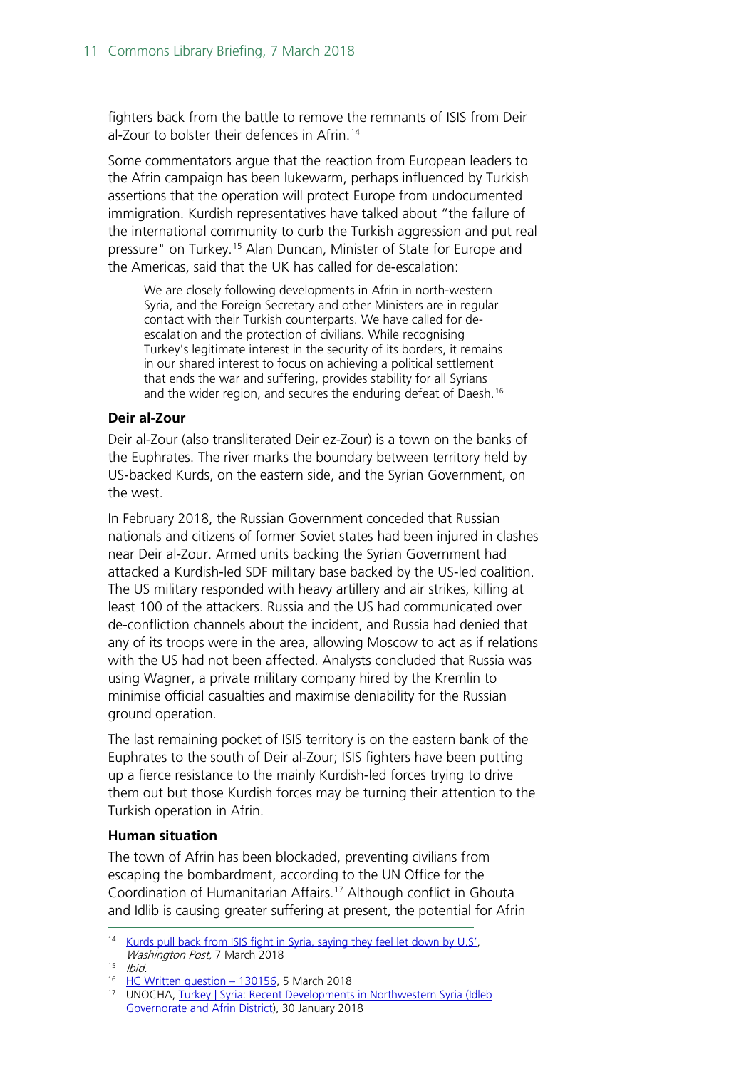fighters back from the battle to remove the remnants of ISIS from Deir al-Zour to bolster their defences in Afrin.[14]

Some commentators argue that the reaction from European leaders to the Afrin campaign has been lukewarm, perhaps influenced by Turkish assertions that the operation will protect Europe from undocumented immigration. Kurdish representatives have talked about "the failure of the international community to curb the Turkish aggression and put real pressure" on Turkey.[15] Alan Duncan, Minister of State for Europe and the Americas, said that the UK has called for de-escalation:

> We are closely following developments in Afrin in north-western Syria, and the Foreign Secretary and other Ministers are in regular contact with their Turkish counterparts. We have called for de-escalation and the protection of civilians. While recognising Turkey's legitimate interest in the security of its borders, it remains in our shared interest to focus on achieving a political settlement that ends the war and suffering, provides stability for all Syrians and the wider region, and secures the enduring defeat of Daesh.[16]

### Deir al-Zour

Deir al-Zour (also transliterated Deir ez-Zour) is a town on the banks of the Euphrates. The river marks the boundary between territory held by US-backed Kurds, on the eastern side, and the Syrian Government, on the west.

In February 2018, the Russian Government conceded that Russian nationals and citizens of former Soviet states had been injured in clashes near Deir al-Zour. Armed units backing the Syrian Government had attacked a Kurdish-led SDF military base backed by the US-led coalition. The US military responded with heavy artillery and air strikes, killing at least 100 of the attackers. Russia and the US had communicated over de-confliction channels about the incident, and Russia had denied that any of its troops were in the area, allowing Moscow to act as if relations with the US had not been affected. Analysts concluded that Russia was using Wagner, a private military company hired by the Kremlin to minimise official casualties and maximise deniability for the Russian ground operation.

The last remaining pocket of ISIS territory is on the eastern bank of the Euphrates to the south of Deir al-Zour; ISIS fighters have been putting up a fierce resistance to the mainly Kurdish-led forces trying to drive them out but those Kurdish forces may be turning their attention to the Turkish operation in Afrin.

### Human situation

The town of Afrin has been blockaded, preventing civilians from escaping the bombardment, according to the UN Office for the Coordination of Humanitarian Affairs.[17] Although conflict in Ghouta and Idlib is causing greater suffering at present, the potential for Afrin

---

[14] Kurds pull back from ISIS fight in Syria, saying they feel let down by U.S', *Washington Post*, 7 March 2018

[15] *Ibid.*

[16] HC Written question – 130156, 5 March 2018

[17] UNOCHA, Turkey | Syria: Recent Developments in Northwestern Syria (Idleb Governorate and Afrin District), 30 January 2018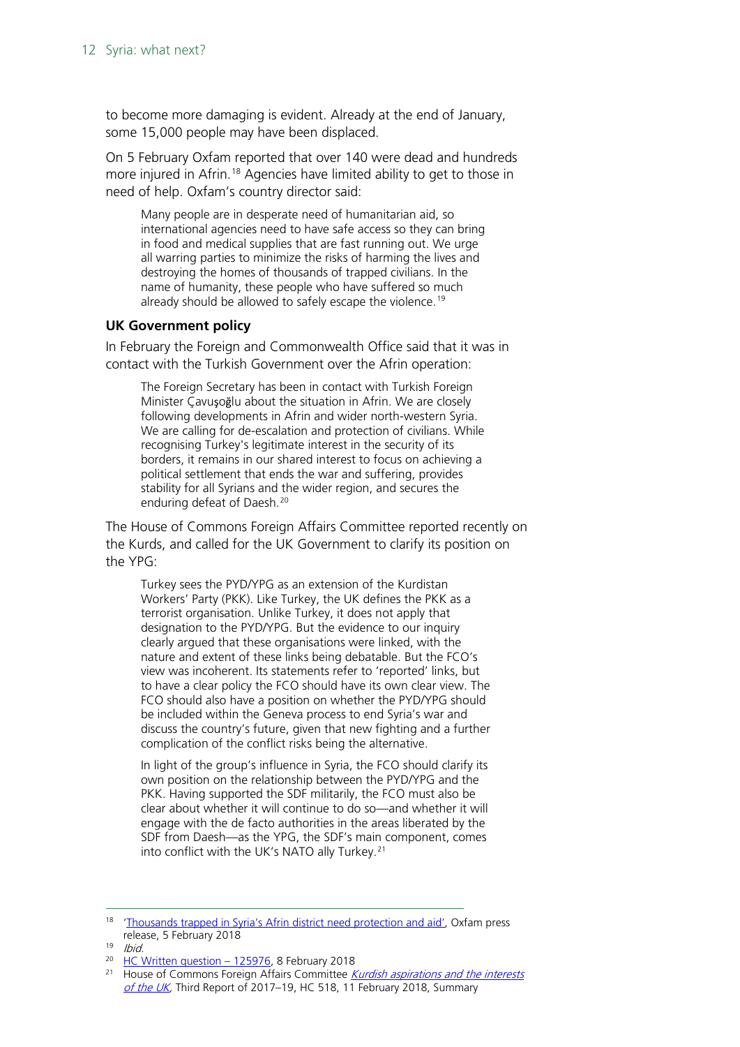to become more damaging is evident. Already at the end of January, some 15,000 people may have been displaced.

On 5 February Oxfam reported that over 140 were dead and hundreds more injured in Afrin.[18] Agencies have limited ability to get to those in need of help. Oxfam's country director said:

> Many people are in desperate need of humanitarian aid, so international agencies need to have safe access so they can bring in food and medical supplies that are fast running out. We urge all warring parties to minimize the risks of harming the lives and destroying the homes of thousands of trapped civilians. In the name of humanity, these people who have suffered so much already should be allowed to safely escape the violence.[19]

### UK Government policy

In February the Foreign and Commonwealth Office said that it was in contact with the Turkish Government over the Afrin operation:

> The Foreign Secretary has been in contact with Turkish Foreign Minister Çavuşoğlu about the situation in Afrin. We are closely following developments in Afrin and wider north-western Syria. We are calling for de-escalation and protection of civilians. While recognising Turkey's legitimate interest in the security of its borders, it remains in our shared interest to focus on achieving a political settlement that ends the war and suffering, provides stability for all Syrians and the wider region, and secures the enduring defeat of Daesh.[20]

The House of Commons Foreign Affairs Committee reported recently on the Kurds, and called for the UK Government to clarify its position on the YPG:

> Turkey sees the PYD/YPG as an extension of the Kurdistan Workers' Party (PKK). Like Turkey, the UK defines the PKK as a terrorist organisation. Unlike Turkey, it does not apply that designation to the PYD/YPG. But the evidence to our inquiry clearly argued that these organisations were linked, with the nature and extent of these links being debatable. But the FCO's view was incoherent. Its statements refer to 'reported' links, but to have a clear policy the FCO should have its own clear view. The FCO should also have a position on whether the PYD/YPG should be included within the Geneva process to end Syria's war and discuss the country's future, given that new fighting and a further complication of the conflict risks being the alternative.
>
> In light of the group's influence in Syria, the FCO should clarify its own position on the relationship between the PYD/YPG and the PKK. Having supported the SDF militarily, the FCO must also be clear about whether it will continue to do so—and whether it will engage with the de facto authorities in the areas liberated by the SDF from Daesh—as the YPG, the SDF's main component, comes into conflict with the UK's NATO ally Turkey.[21]

---

[18] 'Thousands trapped in Syria's Afrin district need protection and aid', Oxfam press release, 5 February 2018

[19] *Ibid.*

[20] HC Written question – 125976, 8 February 2018

[21] House of Commons Foreign Affairs Committee *Kurdish aspirations and the interests of the UK*, Third Report of 2017–19, HC 518, 11 February 2018, Summary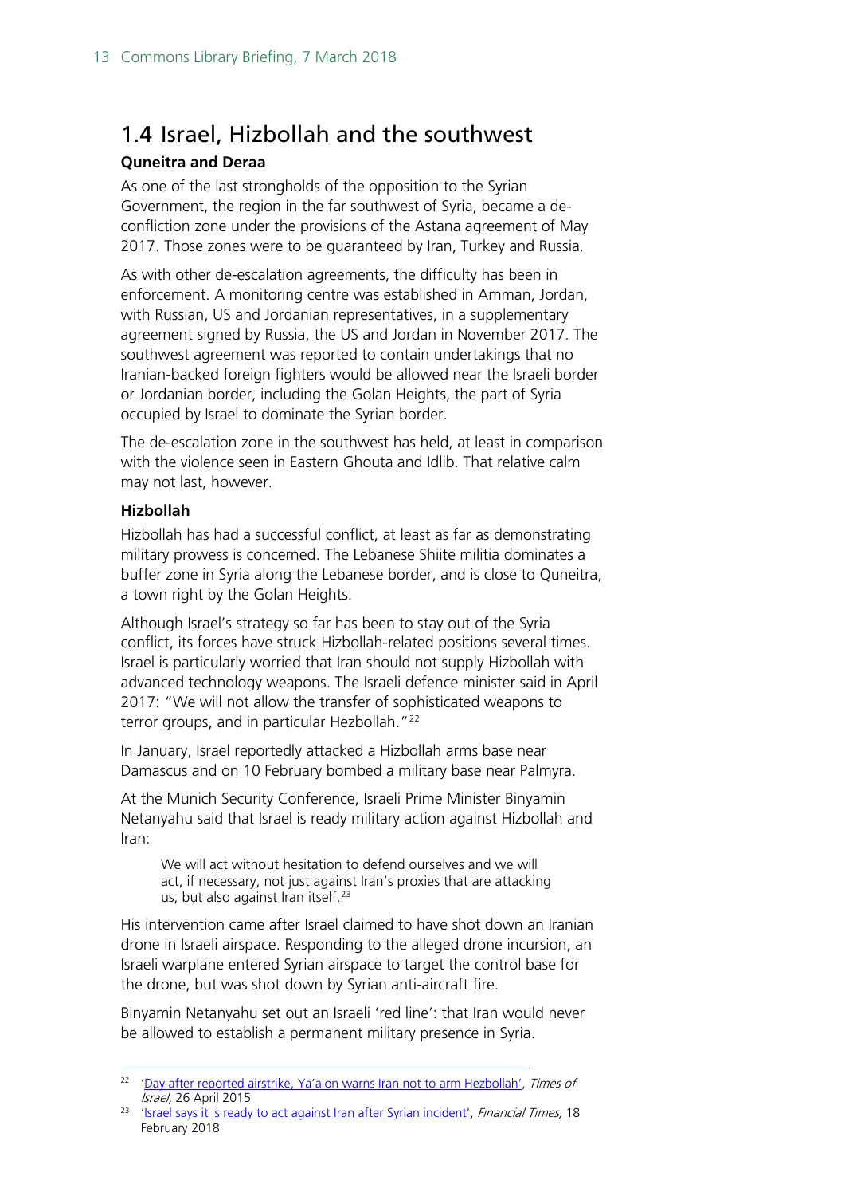## 1.4 Israel, Hizbollah and the southwest

### Quneitra and Deraa

As one of the last strongholds of the opposition to the Syrian Government, the region in the far southwest of Syria, became a de-confliction zone under the provisions of the Astana agreement of May 2017. Those zones were to be guaranteed by Iran, Turkey and Russia.

As with other de-escalation agreements, the difficulty has been in enforcement. A monitoring centre was established in Amman, Jordan, with Russian, US and Jordanian representatives, in a supplementary agreement signed by Russia, the US and Jordan in November 2017. The southwest agreement was reported to contain undertakings that no Iranian-backed foreign fighters would be allowed near the Israeli border or Jordanian border, including the Golan Heights, the part of Syria occupied by Israel to dominate the Syrian border.

The de-escalation zone in the southwest has held, at least in comparison with the violence seen in Eastern Ghouta and Idlib. That relative calm may not last, however.

### Hizbollah

Hizbollah has had a successful conflict, at least as far as demonstrating military prowess is concerned. The Lebanese Shiite militia dominates a buffer zone in Syria along the Lebanese border, and is close to Quneitra, a town right by the Golan Heights.

Although Israel's strategy so far has been to stay out of the Syria conflict, its forces have struck Hizbollah-related positions several times. Israel is particularly worried that Iran should not supply Hizbollah with advanced technology weapons. The Israeli defence minister said in April 2017: "We will not allow the transfer of sophisticated weapons to terror groups, and in particular Hezbollah."[22]

In January, Israel reportedly attacked a Hizbollah arms base near Damascus and on 10 February bombed a military base near Palmyra.

At the Munich Security Conference, Israeli Prime Minister Binyamin Netanyahu said that Israel is ready military action against Hizbollah and Iran:

> We will act without hesitation to defend ourselves and we will act, if necessary, not just against Iran's proxies that are attacking us, but also against Iran itself.[23]

His intervention came after Israel claimed to have shot down an Iranian drone in Israeli airspace. Responding to the alleged drone incursion, an Israeli warplane entered Syrian airspace to target the control base for the drone, but was shot down by Syrian anti-aircraft fire.

Binyamin Netanyahu set out an Israeli 'red line': that Iran would never be allowed to establish a permanent military presence in Syria.

---

[22] 'Day after reported airstrike, Ya'alon warns Iran not to arm Hezbollah', *Times of Israel*, 26 April 2015

[23] 'Israel says it is ready to act against Iran after Syrian incident', *Financial Times*, 18 February 2018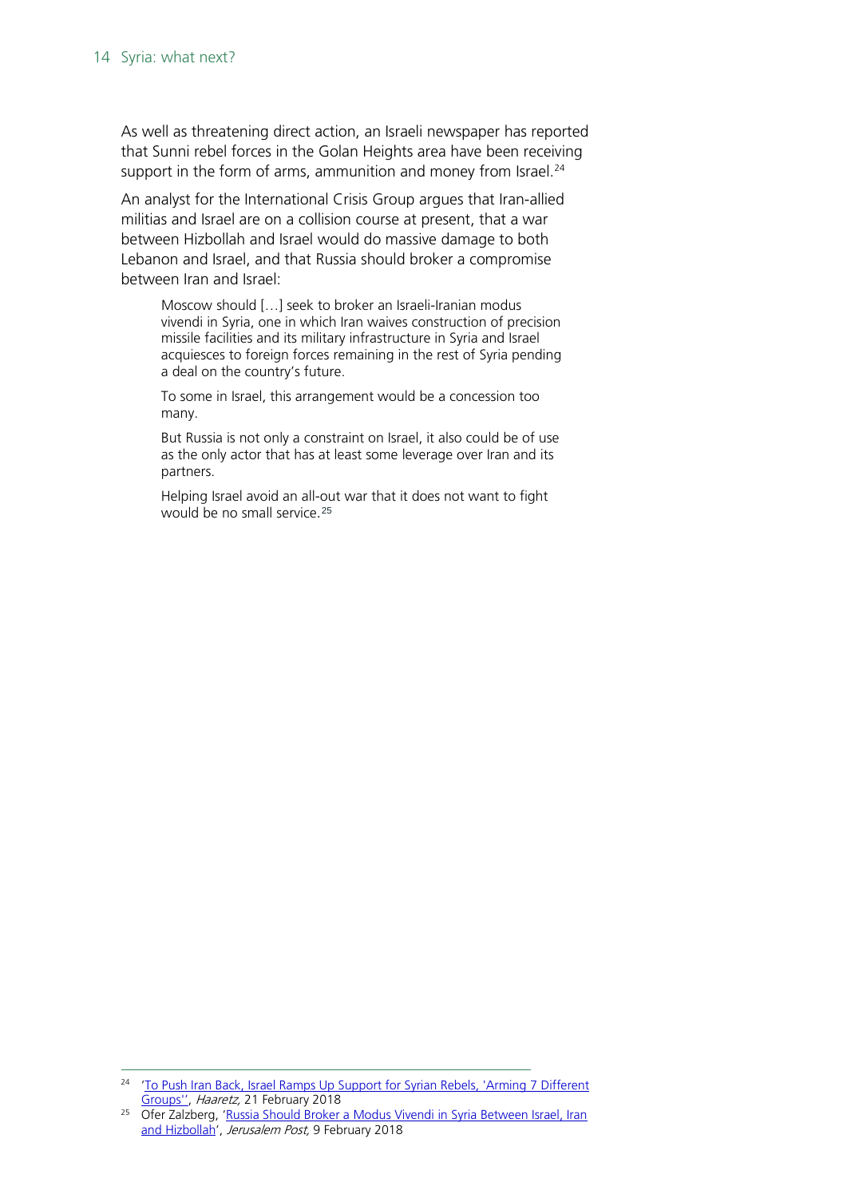As well as threatening direct action, an Israeli newspaper has reported that Sunni rebel forces in the Golan Heights area have been receiving support in the form of arms, ammunition and money from Israel.[24]

An analyst for the International Crisis Group argues that Iran-allied militias and Israel are on a collision course at present, that a war between Hizbollah and Israel would do massive damage to both Lebanon and Israel, and that Russia should broker a compromise between Iran and Israel:

> Moscow should […] seek to broker an Israeli-Iranian modus vivendi in Syria, one in which Iran waives construction of precision missile facilities and its military infrastructure in Syria and Israel acquiesces to foreign forces remaining in the rest of Syria pending a deal on the country's future.
>
> To some in Israel, this arrangement would be a concession too many.
>
> But Russia is not only a constraint on Israel, it also could be of use as the only actor that has at least some leverage over Iran and its partners.
>
> Helping Israel avoid an all-out war that it does not want to fight would be no small service.[25]

---

[24] 'To Push Iran Back, Israel Ramps Up Support for Syrian Rebels, 'Arming 7 Different Groups'', *Haaretz,* 21 February 2018

[25] Ofer Zalzberg, 'Russia Should Broker a Modus Vivendi in Syria Between Israel, Iran and Hizbollah', *Jerusalem Post,* 9 February 2018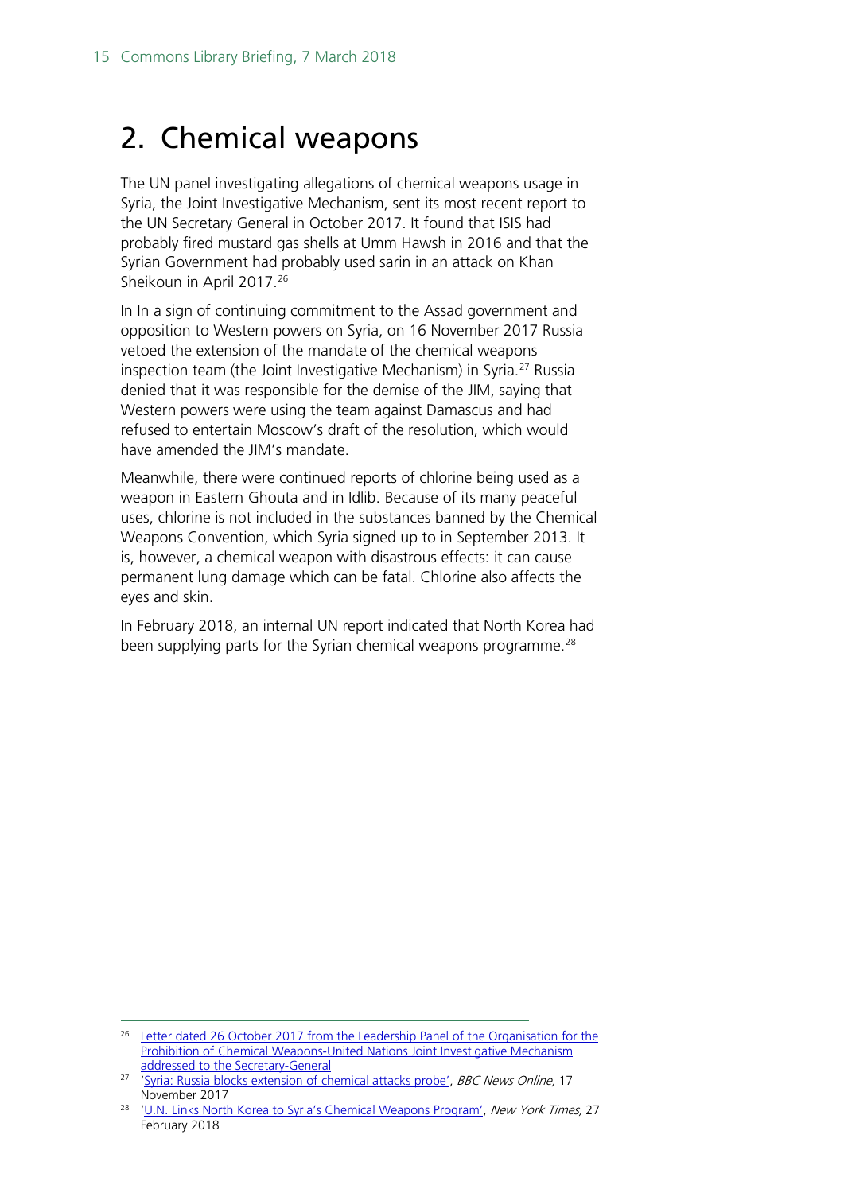# 2. Chemical weapons

The UN panel investigating allegations of chemical weapons usage in Syria, the Joint Investigative Mechanism, sent its most recent report to the UN Secretary General in October 2017. It found that ISIS had probably fired mustard gas shells at Umm Hawsh in 2016 and that the Syrian Government had probably used sarin in an attack on Khan Sheikoun in April 2017.[26]

In In a sign of continuing commitment to the Assad government and opposition to Western powers on Syria, on 16 November 2017 Russia vetoed the extension of the mandate of the chemical weapons inspection team (the Joint Investigative Mechanism) in Syria.[27] Russia denied that it was responsible for the demise of the JIM, saying that Western powers were using the team against Damascus and had refused to entertain Moscow's draft of the resolution, which would have amended the JIM's mandate.

Meanwhile, there were continued reports of chlorine being used as a weapon in Eastern Ghouta and in Idlib. Because of its many peaceful uses, chlorine is not included in the substances banned by the Chemical Weapons Convention, which Syria signed up to in September 2013. It is, however, a chemical weapon with disastrous effects: it can cause permanent lung damage which can be fatal. Chlorine also affects the eyes and skin.

In February 2018, an internal UN report indicated that North Korea had been supplying parts for the Syrian chemical weapons programme.[28]

---

[26] Letter dated 26 October 2017 from the Leadership Panel of the Organisation for the Prohibition of Chemical Weapons-United Nations Joint Investigative Mechanism addressed to the Secretary-General

[27] 'Syria: Russia blocks extension of chemical attacks probe', *BBC News Online,* 17 November 2017

[28] 'U.N. Links North Korea to Syria's Chemical Weapons Program', *New York Times,* 27 February 2018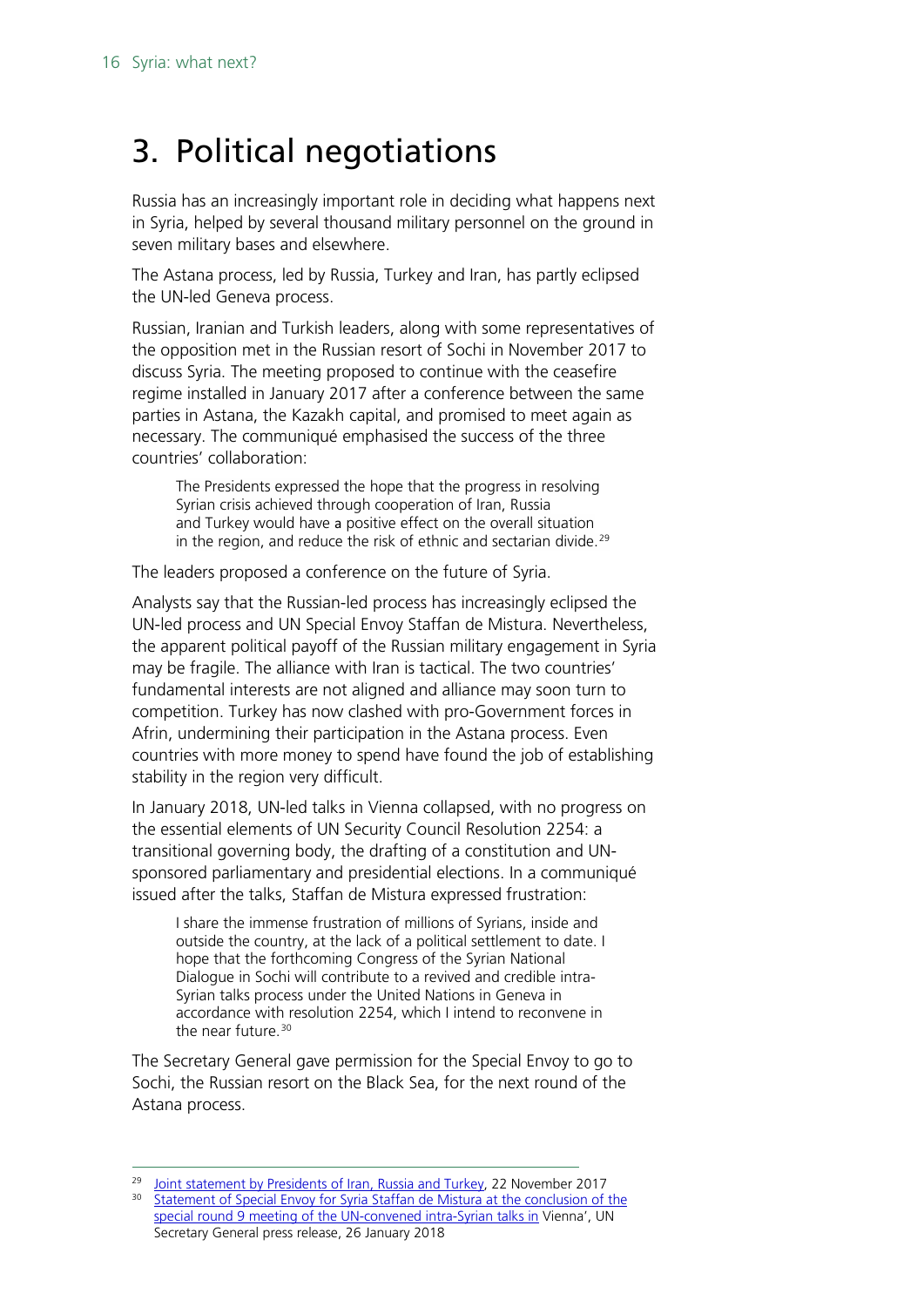# 3. Political negotiations

Russia has an increasingly important role in deciding what happens next in Syria, helped by several thousand military personnel on the ground in seven military bases and elsewhere.

The Astana process, led by Russia, Turkey and Iran, has partly eclipsed the UN-led Geneva process.

Russian, Iranian and Turkish leaders, along with some representatives of the opposition met in the Russian resort of Sochi in November 2017 to discuss Syria. The meeting proposed to continue with the ceasefire regime installed in January 2017 after a conference between the same parties in Astana, the Kazakh capital, and promised to meet again as necessary. The communiqué emphasised the success of the three countries' collaboration:

> The Presidents expressed the hope that the progress in resolving Syrian crisis achieved through cooperation of Iran, Russia and Turkey would have a positive effect on the overall situation in the region, and reduce the risk of ethnic and sectarian divide.[29]

The leaders proposed a conference on the future of Syria.

Analysts say that the Russian-led process has increasingly eclipsed the UN-led process and UN Special Envoy Staffan de Mistura. Nevertheless, the apparent political payoff of the Russian military engagement in Syria may be fragile. The alliance with Iran is tactical. The two countries' fundamental interests are not aligned and alliance may soon turn to competition. Turkey has now clashed with pro-Government forces in Afrin, undermining their participation in the Astana process. Even countries with more money to spend have found the job of establishing stability in the region very difficult.

In January 2018, UN-led talks in Vienna collapsed, with no progress on the essential elements of UN Security Council Resolution 2254: a transitional governing body, the drafting of a constitution and UN-sponsored parliamentary and presidential elections. In a communiqué issued after the talks, Staffan de Mistura expressed frustration:

> I share the immense frustration of millions of Syrians, inside and outside the country, at the lack of a political settlement to date. I hope that the forthcoming Congress of the Syrian National Dialogue in Sochi will contribute to a revived and credible intra-Syrian talks process under the United Nations in Geneva in accordance with resolution 2254, which I intend to reconvene in the near future.[30]

The Secretary General gave permission for the Special Envoy to go to Sochi, the Russian resort on the Black Sea, for the next round of the Astana process.

---

[29] Joint statement by Presidents of Iran, Russia and Turkey, 22 November 2017

[30] Statement of Special Envoy for Syria Staffan de Mistura at the conclusion of the special round 9 meeting of the UN-convened intra-Syrian talks in Vienna', UN Secretary General press release, 26 January 2018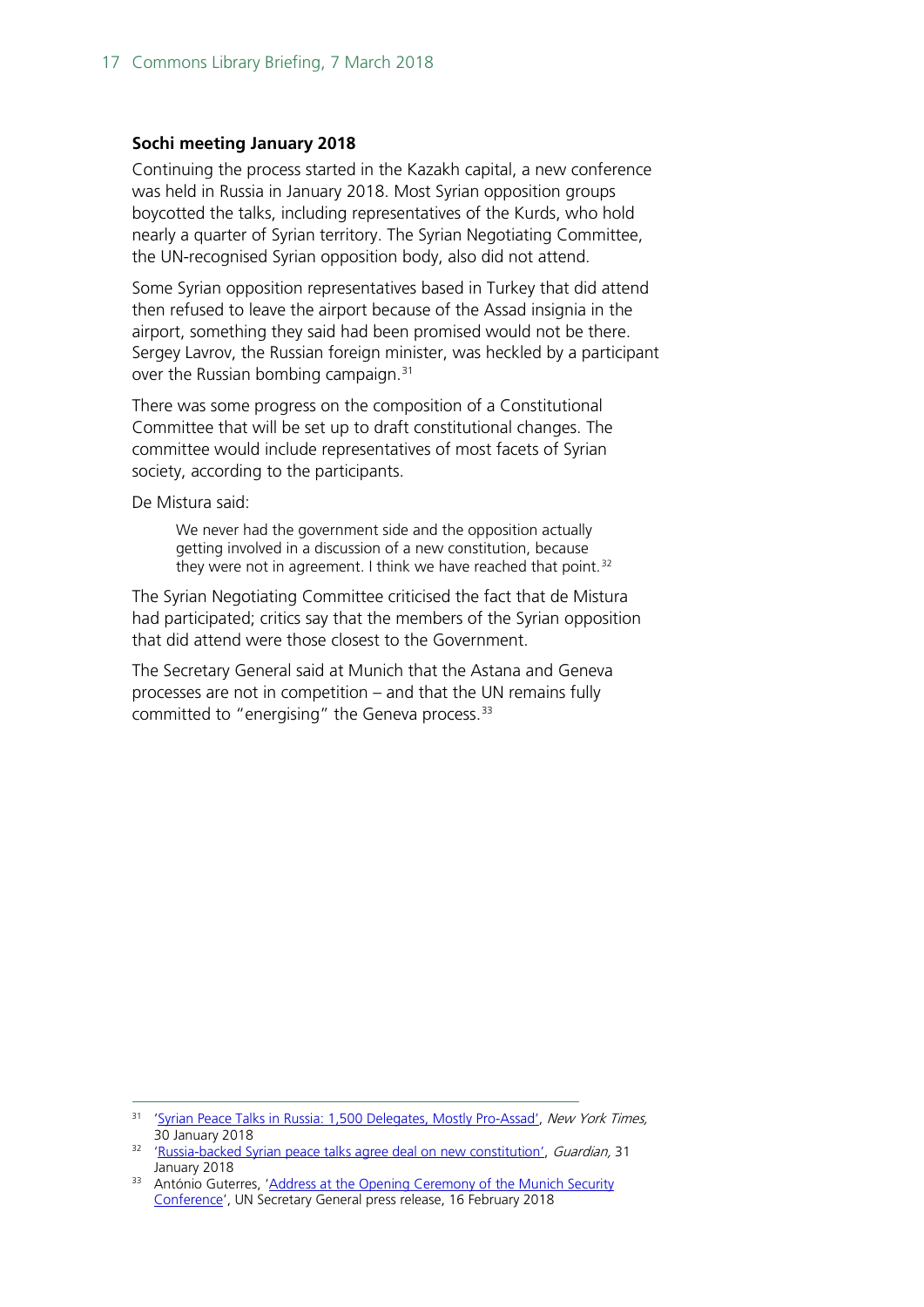### Sochi meeting January 2018

Continuing the process started in the Kazakh capital, a new conference was held in Russia in January 2018. Most Syrian opposition groups boycotted the talks, including representatives of the Kurds, who hold nearly a quarter of Syrian territory. The Syrian Negotiating Committee, the UN-recognised Syrian opposition body, also did not attend.

Some Syrian opposition representatives based in Turkey that did attend then refused to leave the airport because of the Assad insignia in the airport, something they said had been promised would not be there. Sergey Lavrov, the Russian foreign minister, was heckled by a participant over the Russian bombing campaign.[31]

There was some progress on the composition of a Constitutional Committee that will be set up to draft constitutional changes. The committee would include representatives of most facets of Syrian society, according to the participants.

De Mistura said:

> We never had the government side and the opposition actually getting involved in a discussion of a new constitution, because they were not in agreement. I think we have reached that point.[32]

The Syrian Negotiating Committee criticised the fact that de Mistura had participated; critics say that the members of the Syrian opposition that did attend were those closest to the Government.

The Secretary General said at Munich that the Astana and Geneva processes are not in competition – and that the UN remains fully committed to "energising" the Geneva process.[33]

---

[31] 'Syrian Peace Talks in Russia: 1,500 Delegates, Mostly Pro-Assad', *New York Times,* 30 January 2018

[32] 'Russia-backed Syrian peace talks agree deal on new constitution', *Guardian,* 31 January 2018

[33] António Guterres, 'Address at the Opening Ceremony of the Munich Security Conference', UN Secretary General press release, 16 February 2018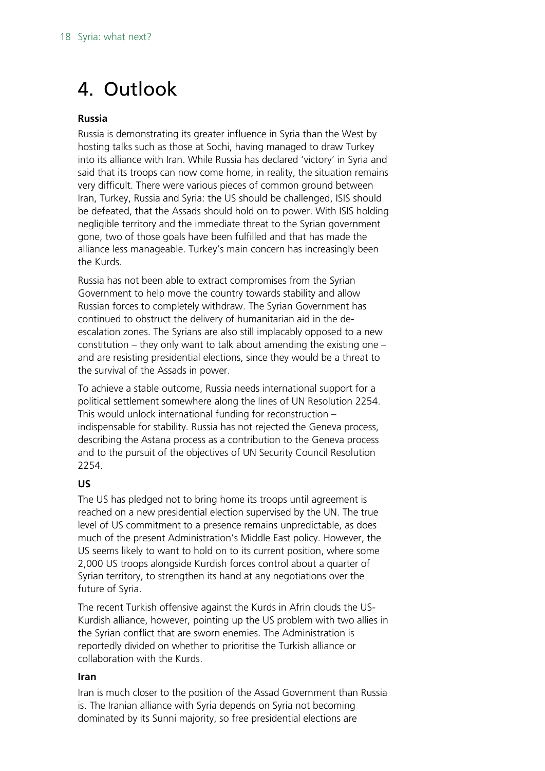# 4. Outlook

**Russia**

Russia is demonstrating its greater influence in Syria than the West by hosting talks such as those at Sochi, having managed to draw Turkey into its alliance with Iran. While Russia has declared 'victory' in Syria and said that its troops can now come home, in reality, the situation remains very difficult. There were various pieces of common ground between Iran, Turkey, Russia and Syria: the US should be challenged, ISIS should be defeated, that the Assads should hold on to power. With ISIS holding negligible territory and the immediate threat to the Syrian government gone, two of those goals have been fulfilled and that has made the alliance less manageable. Turkey's main concern has increasingly been the Kurds.

Russia has not been able to extract compromises from the Syrian Government to help move the country towards stability and allow Russian forces to completely withdraw. The Syrian Government has continued to obstruct the delivery of humanitarian aid in the de-escalation zones. The Syrians are also still implacably opposed to a new constitution – they only want to talk about amending the existing one – and are resisting presidential elections, since they would be a threat to the survival of the Assads in power.

To achieve a stable outcome, Russia needs international support for a political settlement somewhere along the lines of UN Resolution 2254. This would unlock international funding for reconstruction – indispensable for stability. Russia has not rejected the Geneva process, describing the Astana process as a contribution to the Geneva process and to the pursuit of the objectives of UN Security Council Resolution 2254.

**US**

The US has pledged not to bring home its troops until agreement is reached on a new presidential election supervised by the UN. The true level of US commitment to a presence remains unpredictable, as does much of the present Administration's Middle East policy. However, the US seems likely to want to hold on to its current position, where some 2,000 US troops alongside Kurdish forces control about a quarter of Syrian territory, to strengthen its hand at any negotiations over the future of Syria.

The recent Turkish offensive against the Kurds in Afrin clouds the US-Kurdish alliance, however, pointing up the US problem with two allies in the Syrian conflict that are sworn enemies. The Administration is reportedly divided on whether to prioritise the Turkish alliance or collaboration with the Kurds.

**Iran**

Iran is much closer to the position of the Assad Government than Russia is. The Iranian alliance with Syria depends on Syria not becoming dominated by its Sunni majority, so free presidential elections are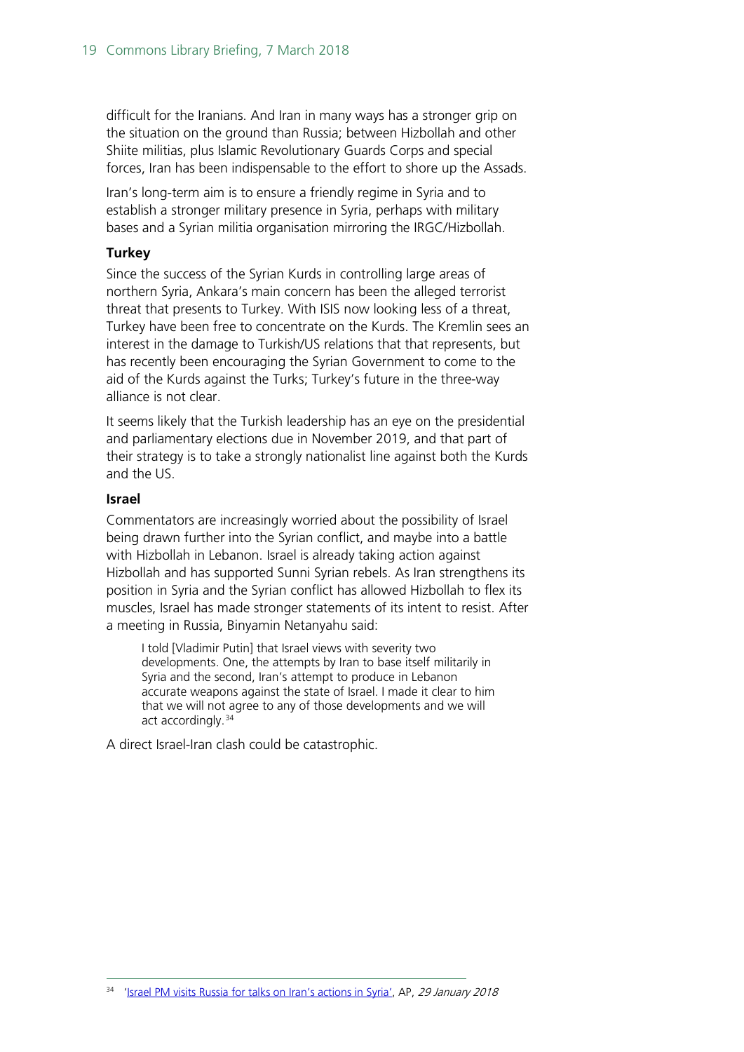difficult for the Iranians. And Iran in many ways has a stronger grip on the situation on the ground than Russia; between Hizbollah and other Shiite militias, plus Islamic Revolutionary Guards Corps and special forces, Iran has been indispensable to the effort to shore up the Assads.

Iran's long-term aim is to ensure a friendly regime in Syria and to establish a stronger military presence in Syria, perhaps with military bases and a Syrian militia organisation mirroring the IRGC/Hizbollah.

### Turkey

Since the success of the Syrian Kurds in controlling large areas of northern Syria, Ankara's main concern has been the alleged terrorist threat that presents to Turkey. With ISIS now looking less of a threat, Turkey have been free to concentrate on the Kurds. The Kremlin sees an interest in the damage to Turkish/US relations that that represents, but has recently been encouraging the Syrian Government to come to the aid of the Kurds against the Turks; Turkey's future in the three-way alliance is not clear.

It seems likely that the Turkish leadership has an eye on the presidential and parliamentary elections due in November 2019, and that part of their strategy is to take a strongly nationalist line against both the Kurds and the US.

### Israel

Commentators are increasingly worried about the possibility of Israel being drawn further into the Syrian conflict, and maybe into a battle with Hizbollah in Lebanon. Israel is already taking action against Hizbollah and has supported Sunni Syrian rebels. As Iran strengthens its position in Syria and the Syrian conflict has allowed Hizbollah to flex its muscles, Israel has made stronger statements of its intent to resist. After a meeting in Russia, Binyamin Netanyahu said:

> I told [Vladimir Putin] that Israel views with severity two developments. One, the attempts by Iran to base itself militarily in Syria and the second, Iran's attempt to produce in Lebanon accurate weapons against the state of Israel. I made it clear to him that we will not agree to any of those developments and we will act accordingly.[34]

A direct Israel-Iran clash could be catastrophic.

---

[34] 'Israel PM visits Russia for talks on Iran's actions in Syria', AP, *29 January 2018*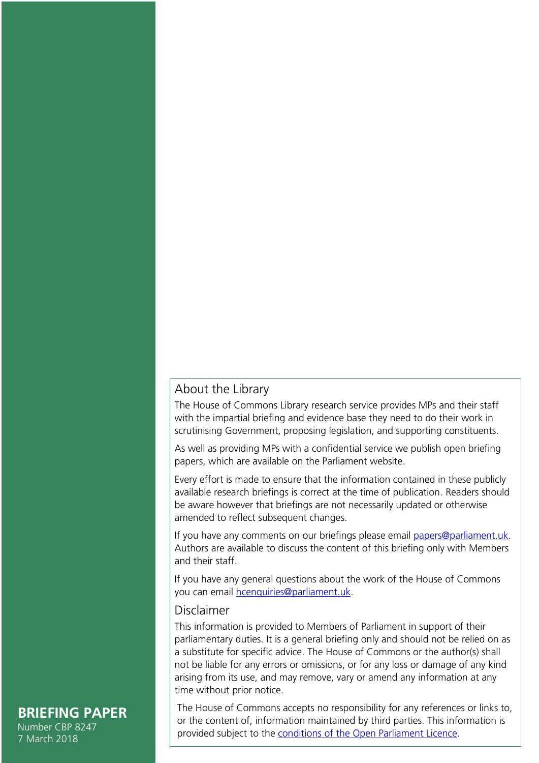## About the Library

The House of Commons Library research service provides MPs and their staff with the impartial briefing and evidence base they need to do their work in scrutinising Government, proposing legislation, and supporting constituents.

As well as providing MPs with a confidential service we publish open briefing papers, which are available on the Parliament website.

Every effort is made to ensure that the information contained in these publicly available research briefings is correct at the time of publication. Readers should be aware however that briefings are not necessarily updated or otherwise amended to reflect subsequent changes.

If you have any comments on our briefings please email papers@parliament.uk. Authors are available to discuss the content of this briefing only with Members and their staff.

If you have any general questions about the work of the House of Commons you can email hcenquiries@parliament.uk.

## Disclaimer

This information is provided to Members of Parliament in support of their parliamentary duties. It is a general briefing only and should not be relied on as a substitute for specific advice. The House of Commons or the author(s) shall not be liable for any errors or omissions, or for any loss or damage of any kind arising from its use, and may remove, vary or amend any information at any time without prior notice.

The House of Commons accepts no responsibility for any references or links to, or the content of, information maintained by third parties. This information is provided subject to the conditions of the Open Parliament Licence.

**BRIEFING PAPER**

Number CBP 8247

7 March 2018